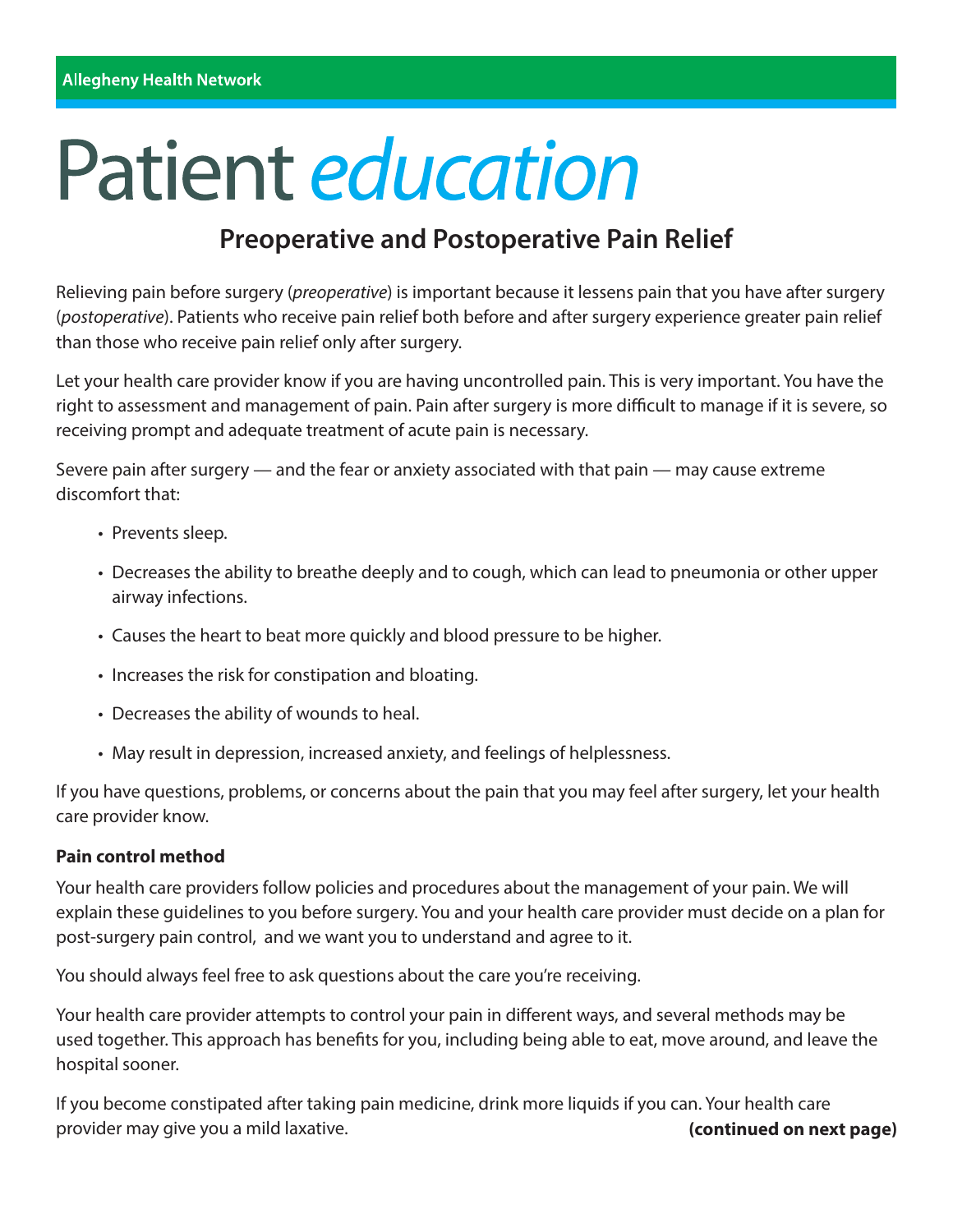Allegheny Health Network

# Patient *education*

## Preoperative and Postoperative Pain Relief

Relieving pain before surgery (*preoperative*) is important because it lessens pain that you have after surgery (*postoperative*). Patients who receive pain relief both before and after surgery experience greater pain relief than those who receive pain relief only after surgery.

Let your health care provider know if you are having uncontrolled pain. This is very important. You have the right to assessment and management of pain. Pain after surgery is more difficult to manage if it is severe, so receiving prompt and adequate treatment of acute pain is necessary.

Severe pain after surgery — and the fear or anxiety associated with that pain — may cause extreme discomfort that:

- Prevents sleep.
- Decreases the ability to breathe deeply and to cough, which can lead to pneumonia or other upper airway infections.
- Causes the heart to beat more quickly and blood pressure to be higher.
- Increases the risk for constipation and bloating.
- Decreases the ability of wounds to heal.
- May result in depression, increased anxiety, and feelings of helplessness.

If you have questions, problems, or concerns about the pain that you may feel after surgery, let your health care provider know.

**Pain control method**

Your health care providers follow policies and procedures about the management of your pain. We will explain these guidelines to you before surgery. You and your health care provider must decide on a plan for post-surgery pain control, and we want you to understand and agree to it.

You should always feel free to ask questions about the care you're receiving.

Your health care provider attempts to control your pain in different ways, and several methods may be used together. This approach has benefits for you, including being able to eat, move around, and leave the hospital sooner.

If you become constipated after taking pain medicine, drink more liquids if you can. Your health care provider may give you a mild laxative.

**(continued on next page)**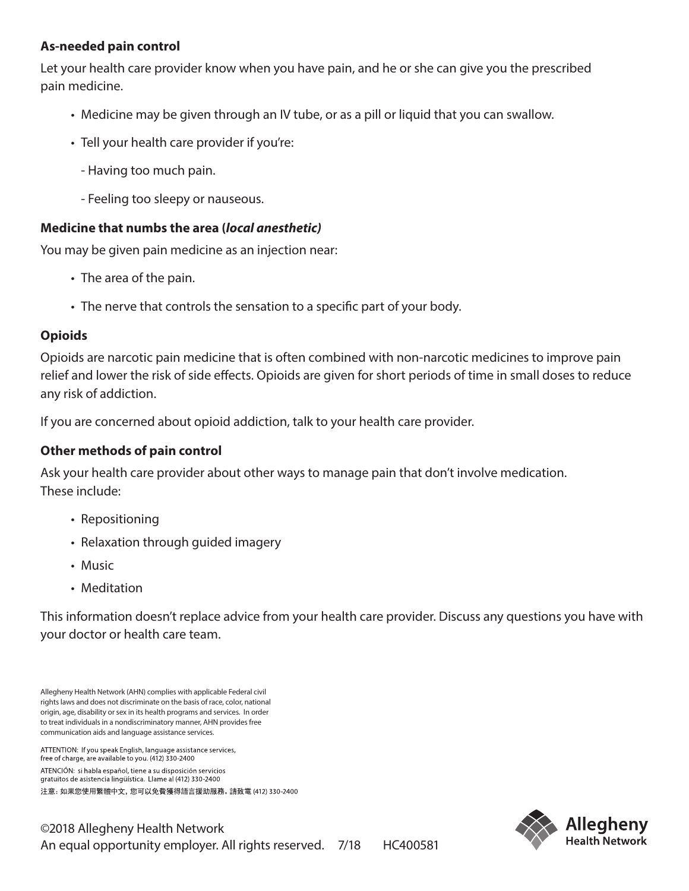### As-needed pain control

Let your health care provider know when you have pain, and he or she can give you the prescribed pain medicine.

- Medicine may be given through an IV tube, or as a pill or liquid that you can swallow.
- Tell your health care provider if you're:
  - Having too much pain.
  - Feeling too sleepy or nauseous.

### Medicine that numbs the area (*local anesthetic)*

You may be given pain medicine as an injection near:

- The area of the pain.
- The nerve that controls the sensation to a specific part of your body.

### Opioids

Opioids are narcotic pain medicine that is often combined with non-narcotic medicines to improve pain relief and lower the risk of side effects. Opioids are given for short periods of time in small doses to reduce any risk of addiction.

If you are concerned about opioid addiction, talk to your health care provider.

### Other methods of pain control

Ask your health care provider about other ways to manage pain that don't involve medication. These include:

- Repositioning
- Relaxation through guided imagery
- Music
- Meditation

This information doesn't replace advice from your health care provider. Discuss any questions you have with your doctor or health care team.

Allegheny Health Network (AHN) complies with applicable Federal civil rights laws and does not discriminate on the basis of race, color, national origin, age, disability or sex in its health programs and services. In order to treat individuals in a nondiscriminatory manner, AHN provides free communication aids and language assistance services.

ATTENTION: If you speak English, language assistance services, free of charge, are available to you. (412) 330-2400

ATENCIÓN: si habla español, tiene a su disposición servicios gratuitos de asistencia lingüística. Llame al (412) 330-2400

注意：如果您使用繁體中文，您可以免費獲得語言援助服務。請致電 (412) 330-2400

©2018 Allegheny Health Network
An equal opportunity employer. All rights reserved. 7/18 HC400581

Allegheny Health Network